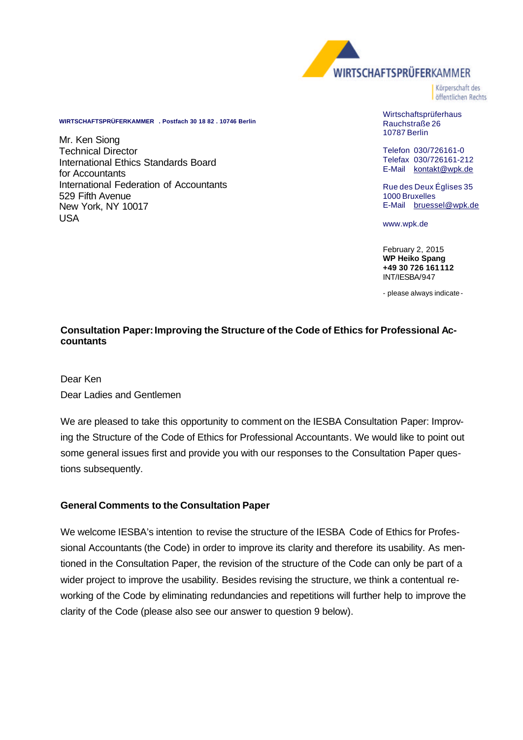WIRTSCHAFTSPRÜFERKAMMER

Körperschaft des öffentlichen Rechts

WIRTSCHAFTSPRÜFERKAMMER . Postfach 30 18 82 . 10746 Berlin

Mr. Ken Siong
Technical Director
International Ethics Standards Board
for Accountants
International Federation of Accountants
529 Fifth Avenue
New York, NY 10017
USA

Wirtschaftsprüferhaus
Rauchstraße 26
10787 Berlin

Telefon 030/726161-0
Telefax 030/726161-212
E-Mail kontakt@wpk.de

Rue des Deux Églises 35
1000 Bruxelles
E-Mail bruessel@wpk.de

www.wpk.de

February 2, 2015
**WP Heiko Spang**
**+49 30 726 161112**
INT/IESBA/947

- please always indicate -

**Consultation Paper: Improving the Structure of the Code of Ethics for Professional Accountants**

Dear Ken

Dear Ladies and Gentlemen

We are pleased to take this opportunity to comment on the IESBA Consultation Paper: Improving the Structure of the Code of Ethics for Professional Accountants. We would like to point out some general issues first and provide you with our responses to the Consultation Paper questions subsequently.

**General Comments to the Consultation Paper**

We welcome IESBA's intention to revise the structure of the IESBA Code of Ethics for Professional Accountants (the Code) in order to improve its clarity and therefore its usability. As mentioned in the Consultation Paper, the revision of the structure of the Code can only be part of a wider project to improve the usability. Besides revising the structure, we think a contentual reworking of the Code by eliminating redundancies and repetitions will further help to improve the clarity of the Code (please also see our answer to question 9 below).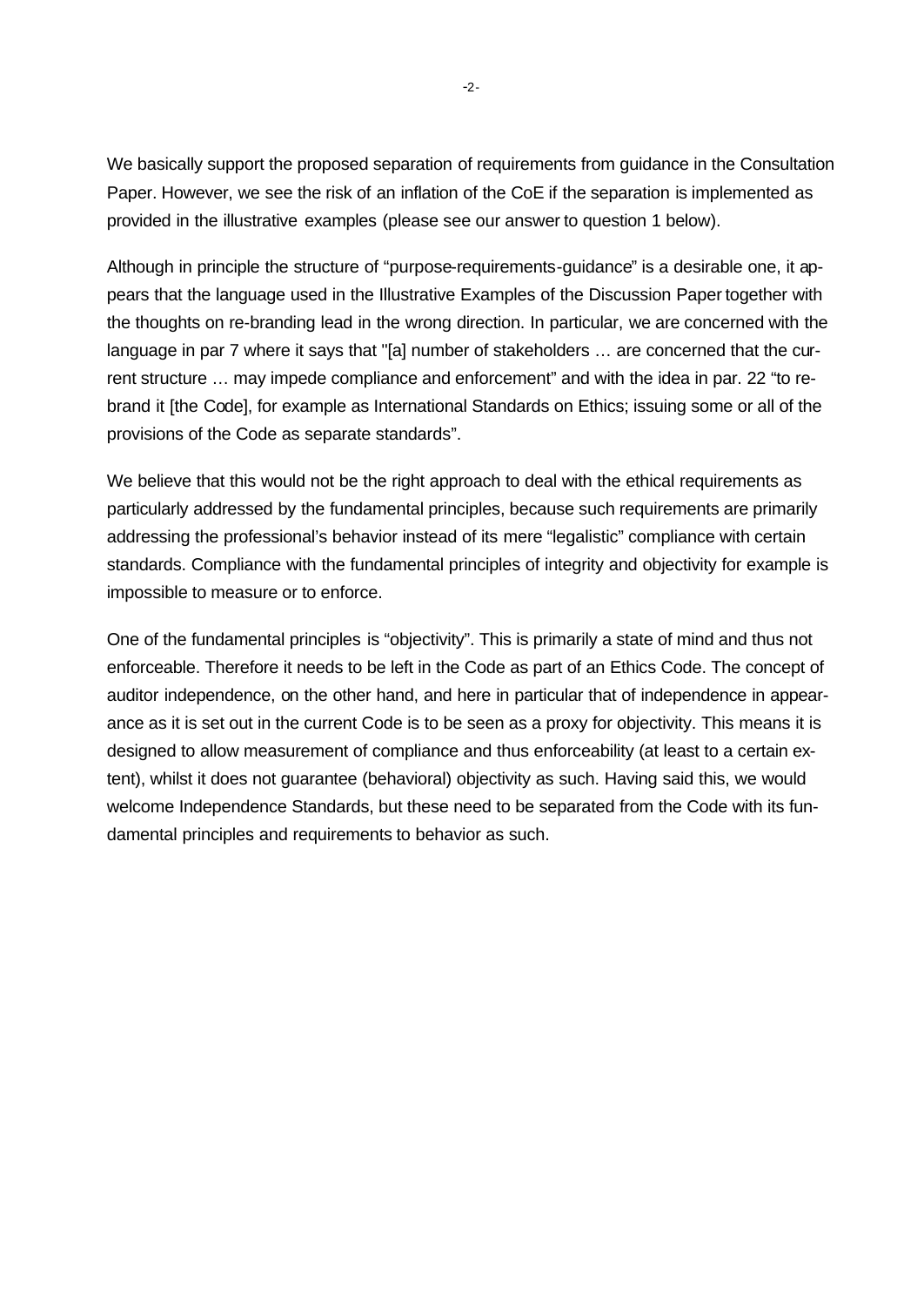We basically support the proposed separation of requirements from guidance in the Consultation Paper. However, we see the risk of an inflation of the CoE if the separation is implemented as provided in the illustrative examples (please see our answer to question 1 below).

Although in principle the structure of "purpose-requirements-guidance" is a desirable one, it appears that the language used in the Illustrative Examples of the Discussion Paper together with the thoughts on re-branding lead in the wrong direction. In particular, we are concerned with the language in par 7 where it says that "[a] number of stakeholders … are concerned that the current structure … may impede compliance and enforcement" and with the idea in par. 22 "to rebrand it [the Code], for example as International Standards on Ethics; issuing some or all of the provisions of the Code as separate standards".

We believe that this would not be the right approach to deal with the ethical requirements as particularly addressed by the fundamental principles, because such requirements are primarily addressing the professional's behavior instead of its mere "legalistic" compliance with certain standards. Compliance with the fundamental principles of integrity and objectivity for example is impossible to measure or to enforce.

One of the fundamental principles is "objectivity". This is primarily a state of mind and thus not enforceable. Therefore it needs to be left in the Code as part of an Ethics Code. The concept of auditor independence, on the other hand, and here in particular that of independence in appearance as it is set out in the current Code is to be seen as a proxy for objectivity. This means it is designed to allow measurement of compliance and thus enforceability (at least to a certain extent), whilst it does not guarantee (behavioral) objectivity as such. Having said this, we would welcome Independence Standards, but these need to be separated from the Code with its fundamental principles and requirements to behavior as such.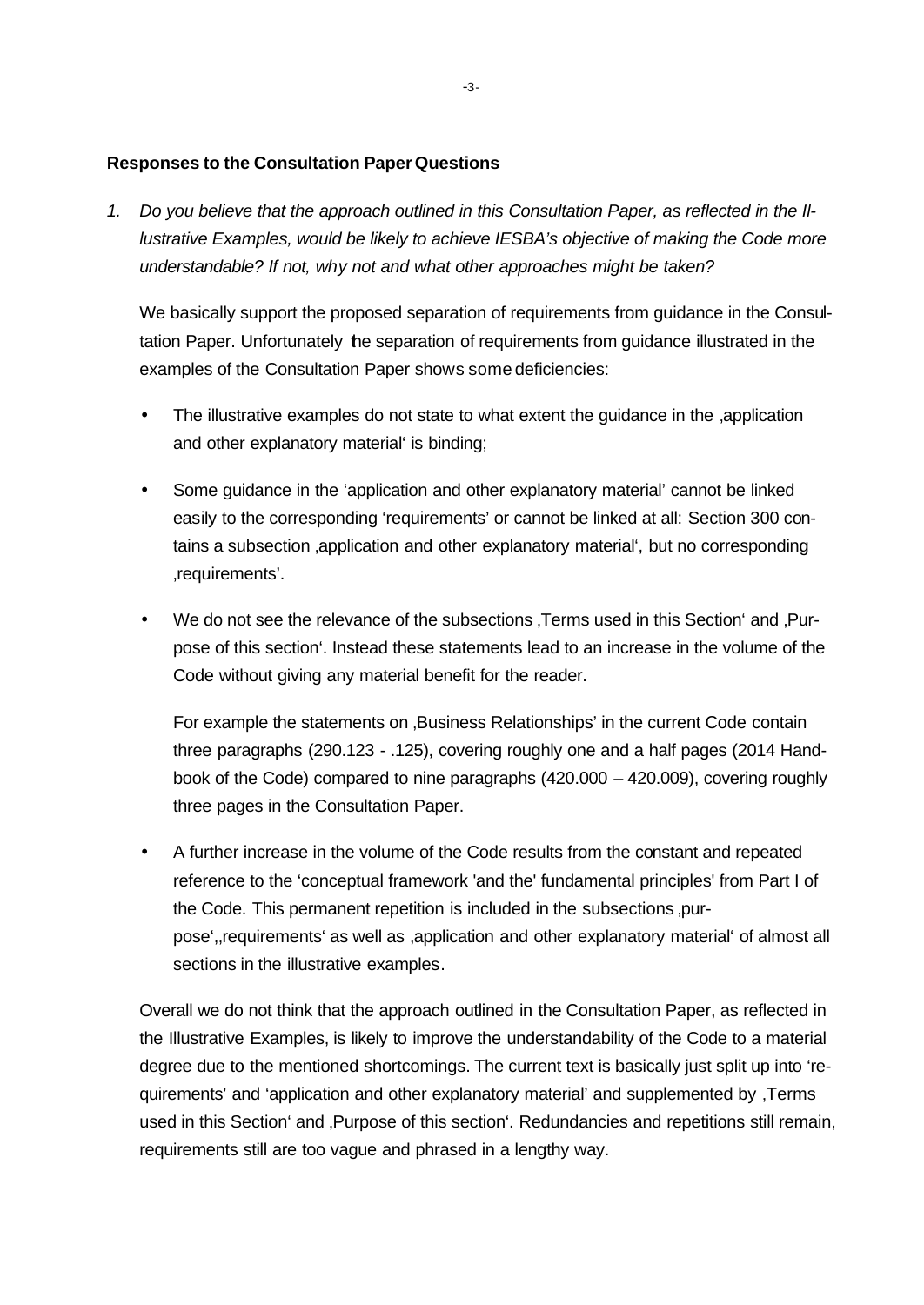**Responses to the Consultation Paper Questions**

1. *Do you believe that the approach outlined in this Consultation Paper, as reflected in the Illustrative Examples, would be likely to achieve IESBA's objective of making the Code more understandable? If not, why not and what other approaches might be taken?*

   We basically support the proposed separation of requirements from guidance in the Consultation Paper. Unfortunately the separation of requirements from guidance illustrated in the examples of the Consultation Paper shows some deficiencies:

   - The illustrative examples do not state to what extent the guidance in the ‚application and other explanatory material' is binding;
   - Some guidance in the 'application and other explanatory material' cannot be linked easily to the corresponding 'requirements' or cannot be linked at all: Section 300 contains a subsection ‚application and other explanatory material', but no corresponding ‚requirements'.
   - We do not see the relevance of the subsections ‚Terms used in this Section' and ‚Purpose of this section'. Instead these statements lead to an increase in the volume of the Code without giving any material benefit for the reader.

     For example the statements on ‚Business Relationships' in the current Code contain three paragraphs (290.123 - .125), covering roughly one and a half pages (2014 Handbook of the Code) compared to nine paragraphs (420.000 – 420.009), covering roughly three pages in the Consultation Paper.
   - A further increase in the volume of the Code results from the constant and repeated reference to the 'conceptual framework 'and the' fundamental principles' from Part I of the Code. This permanent repetition is included in the subsections ‚purpose',‚requirements' as well as ‚application and other explanatory material' of almost all sections in the illustrative examples.

   Overall we do not think that the approach outlined in the Consultation Paper, as reflected in the Illustrative Examples, is likely to improve the understandability of the Code to a material degree due to the mentioned shortcomings. The current text is basically just split up into 'requirements' and 'application and other explanatory material' and supplemented by ‚Terms used in this Section' and ‚Purpose of this section'. Redundancies and repetitions still remain, requirements still are too vague and phrased in a lengthy way.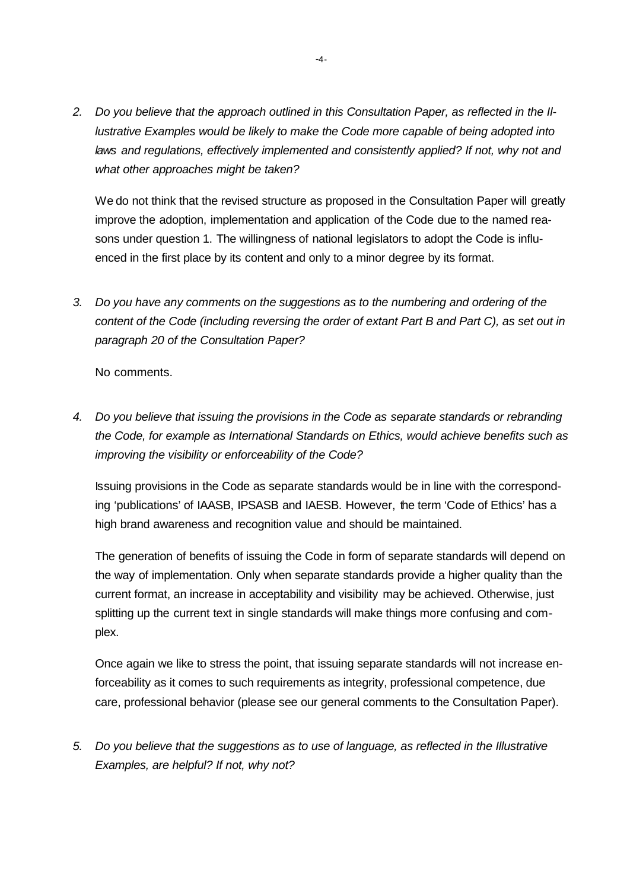2. *Do you believe that the approach outlined in this Consultation Paper, as reflected in the Illustrative Examples would be likely to make the Code more capable of being adopted into laws and regulations, effectively implemented and consistently applied? If not, why not and what other approaches might be taken?*

   We do not think that the revised structure as proposed in the Consultation Paper will greatly improve the adoption, implementation and application of the Code due to the named reasons under question 1. The willingness of national legislators to adopt the Code is influenced in the first place by its content and only to a minor degree by its format.

3. *Do you have any comments on the suggestions as to the numbering and ordering of the content of the Code (including reversing the order of extant Part B and Part C), as set out in paragraph 20 of the Consultation Paper?*

   No comments.

4. *Do you believe that issuing the provisions in the Code as separate standards or rebranding the Code, for example as International Standards on Ethics, would achieve benefits such as improving the visibility or enforceability of the Code?*

   Issuing provisions in the Code as separate standards would be in line with the corresponding 'publications' of IAASB, IPSASB and IAESB. However, the term 'Code of Ethics' has a high brand awareness and recognition value and should be maintained.

   The generation of benefits of issuing the Code in form of separate standards will depend on the way of implementation. Only when separate standards provide a higher quality than the current format, an increase in acceptability and visibility may be achieved. Otherwise, just splitting up the current text in single standards will make things more confusing and complex.

   Once again we like to stress the point, that issuing separate standards will not increase enforceability as it comes to such requirements as integrity, professional competence, due care, professional behavior (please see our general comments to the Consultation Paper).

5. *Do you believe that the suggestions as to use of language, as reflected in the Illustrative Examples, are helpful? If not, why not?*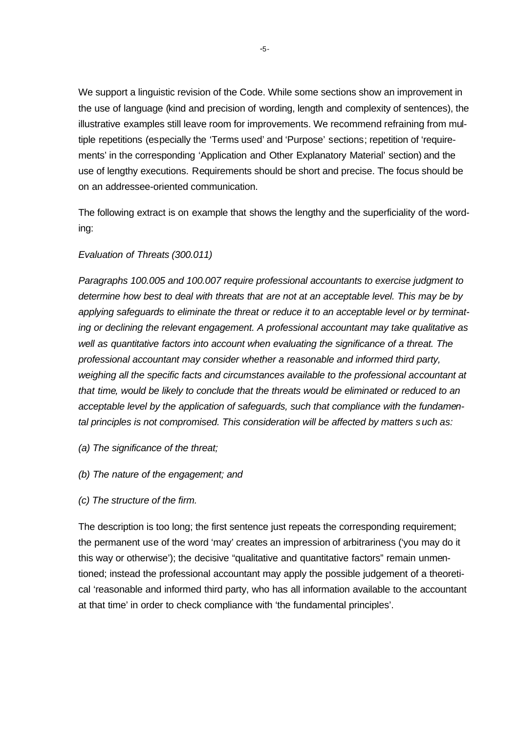We support a linguistic revision of the Code. While some sections show an improvement in the use of language (kind and precision of wording, length and complexity of sentences), the illustrative examples still leave room for improvements. We recommend refraining from multiple repetitions (especially the 'Terms used' and 'Purpose' sections; repetition of 'requirements' in the corresponding 'Application and Other Explanatory Material' section) and the use of lengthy executions. Requirements should be short and precise. The focus should be on an addressee-oriented communication.

The following extract is on example that shows the lengthy and the superficiality of the wording:

*Evaluation of Threats (300.011)*

*Paragraphs 100.005 and 100.007 require professional accountants to exercise judgment to determine how best to deal with threats that are not at an acceptable level. This may be by applying safeguards to eliminate the threat or reduce it to an acceptable level or by terminating or declining the relevant engagement. A professional accountant may take qualitative as well as quantitative factors into account when evaluating the significance of a threat. The professional accountant may consider whether a reasonable and informed third party, weighing all the specific facts and circumstances available to the professional accountant at that time, would be likely to conclude that the threats would be eliminated or reduced to an acceptable level by the application of safeguards, such that compliance with the fundamental principles is not compromised. This consideration will be affected by matters such as:*

*(a) The significance of the threat;*

*(b) The nature of the engagement; and*

*(c) The structure of the firm.*

The description is too long; the first sentence just repeats the corresponding requirement; the permanent use of the word 'may' creates an impression of arbitrariness ('you may do it this way or otherwise'); the decisive "qualitative and quantitative factors" remain unmentioned; instead the professional accountant may apply the possible judgement of a theoretical 'reasonable and informed third party, who has all information available to the accountant at that time' in order to check compliance with 'the fundamental principles'.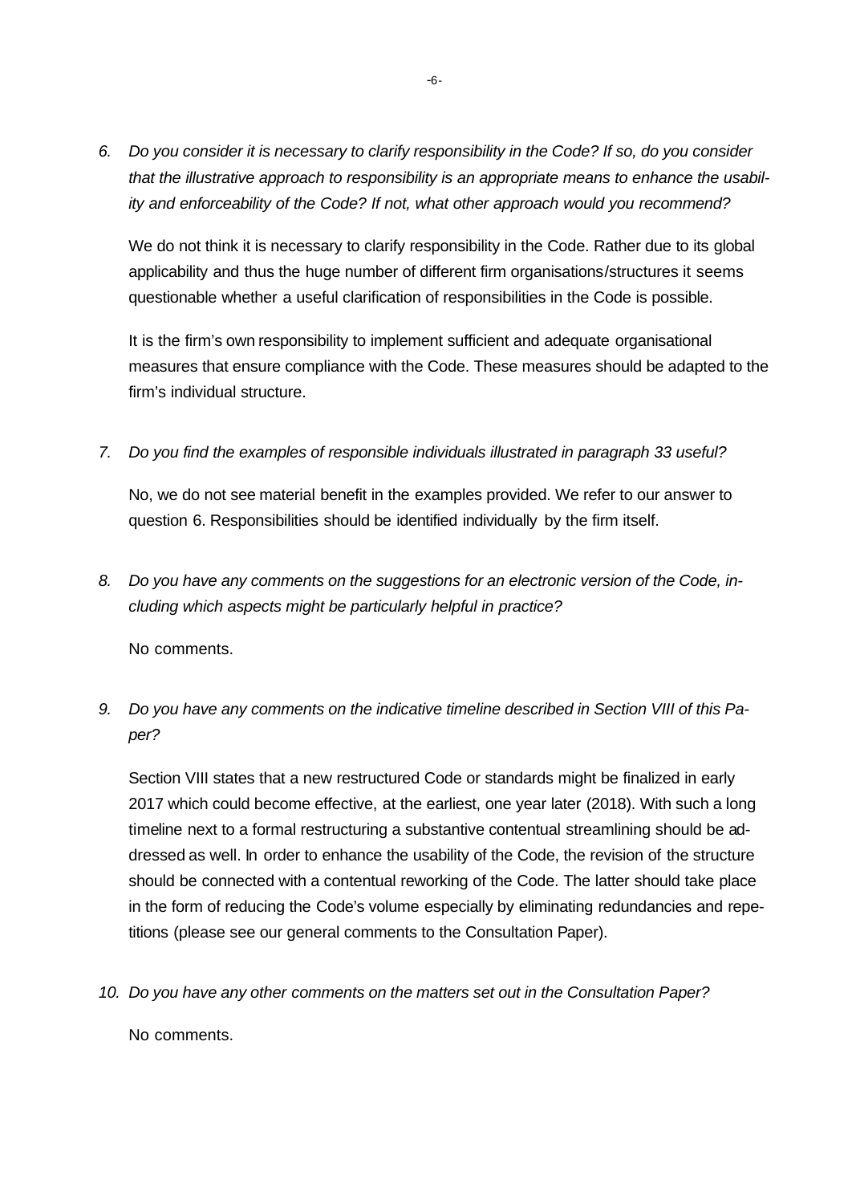6. *Do you consider it is necessary to clarify responsibility in the Code? If so, do you consider that the illustrative approach to responsibility is an appropriate means to enhance the usability and enforceability of the Code? If not, what other approach would you recommend?*

   We do not think it is necessary to clarify responsibility in the Code. Rather due to its global applicability and thus the huge number of different firm organisations/structures it seems questionable whether a useful clarification of responsibilities in the Code is possible.

   It is the firm's own responsibility to implement sufficient and adequate organisational measures that ensure compliance with the Code. These measures should be adapted to the firm's individual structure.

7. *Do you find the examples of responsible individuals illustrated in paragraph 33 useful?*

   No, we do not see material benefit in the examples provided. We refer to our answer to question 6. Responsibilities should be identified individually by the firm itself.

8. *Do you have any comments on the suggestions for an electronic version of the Code, including which aspects might be particularly helpful in practice?*

   No comments.

9. *Do you have any comments on the indicative timeline described in Section VIII of this Paper?*

   Section VIII states that a new restructured Code or standards might be finalized in early 2017 which could become effective, at the earliest, one year later (2018). With such a long timeline next to a formal restructuring a substantive contentual streamlining should be addressed as well. In order to enhance the usability of the Code, the revision of the structure should be connected with a contentual reworking of the Code. The latter should take place in the form of reducing the Code's volume especially by eliminating redundancies and repetitions (please see our general comments to the Consultation Paper).

10. *Do you have any other comments on the matters set out in the Consultation Paper?*

    No comments.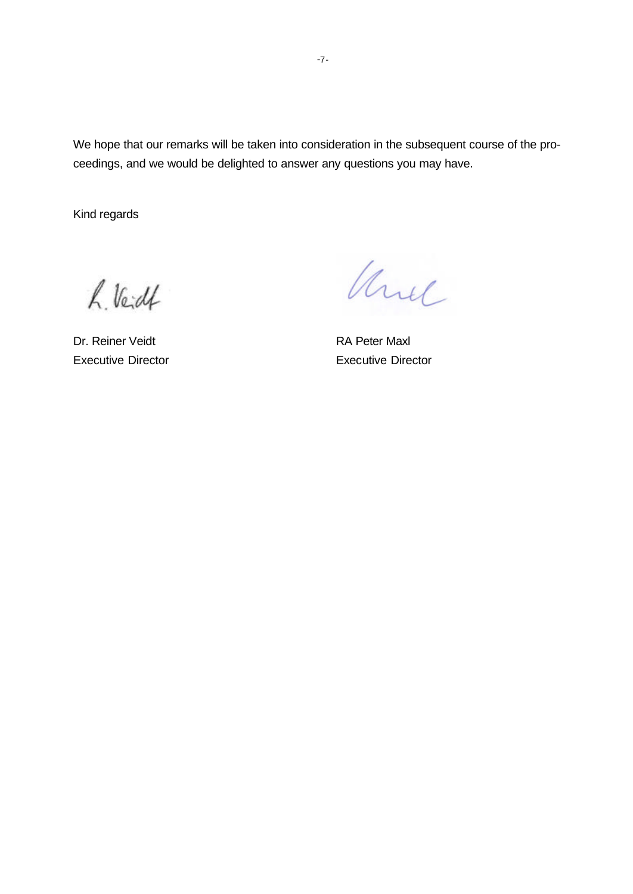We hope that our remarks will be taken into consideration in the subsequent course of the proceedings, and we would be delighted to answer any questions you may have.

Kind regards

Dr. Reiner Veidt
Executive Director

RA Peter Maxl
Executive Director